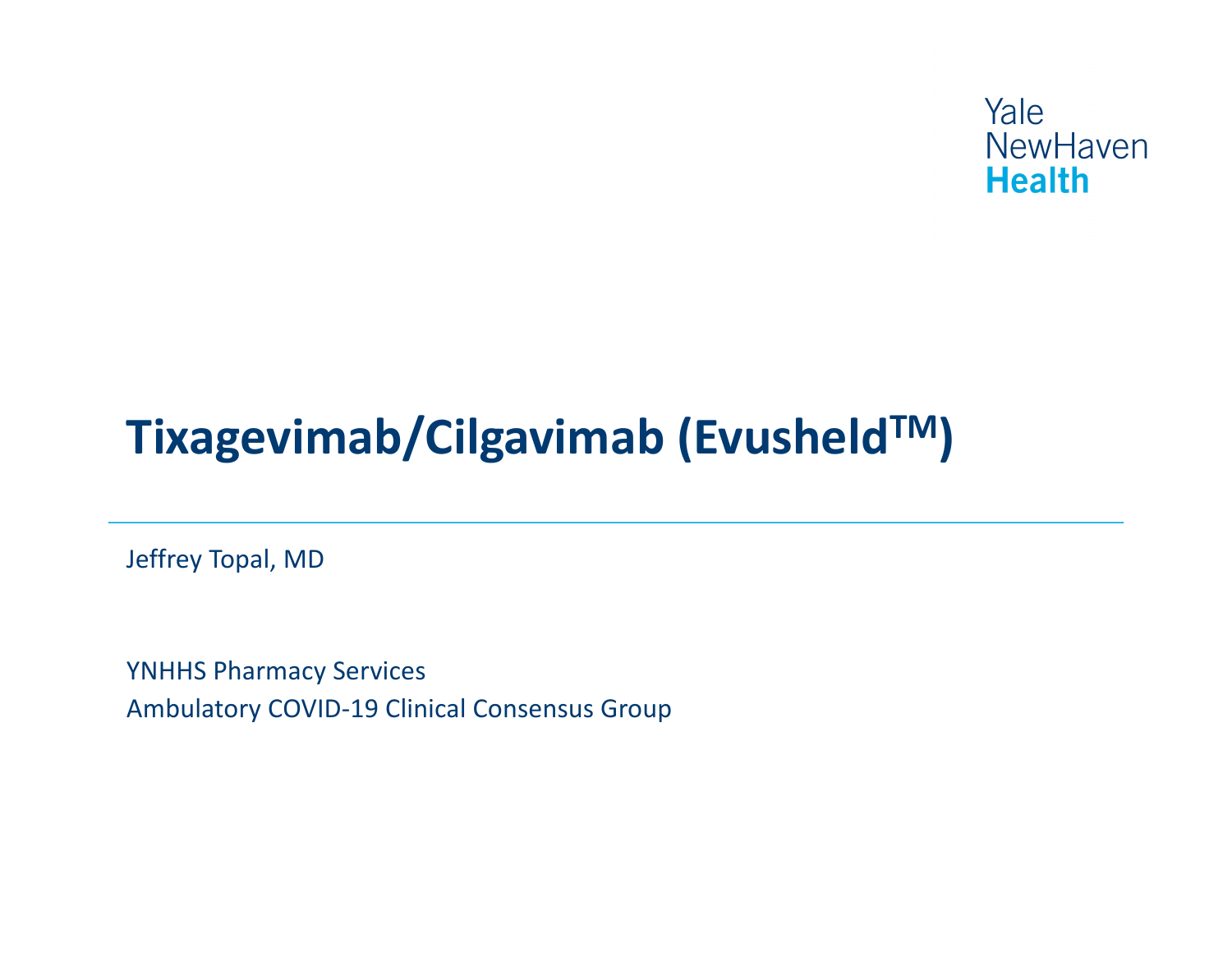Yale
NewHaven
Health

# Tixagevimab/Cilgavimab (Evusheld™)

Jeffrey Topal, MD

YNHHS Pharmacy Services
Ambulatory COVID-19 Clinical Consensus Group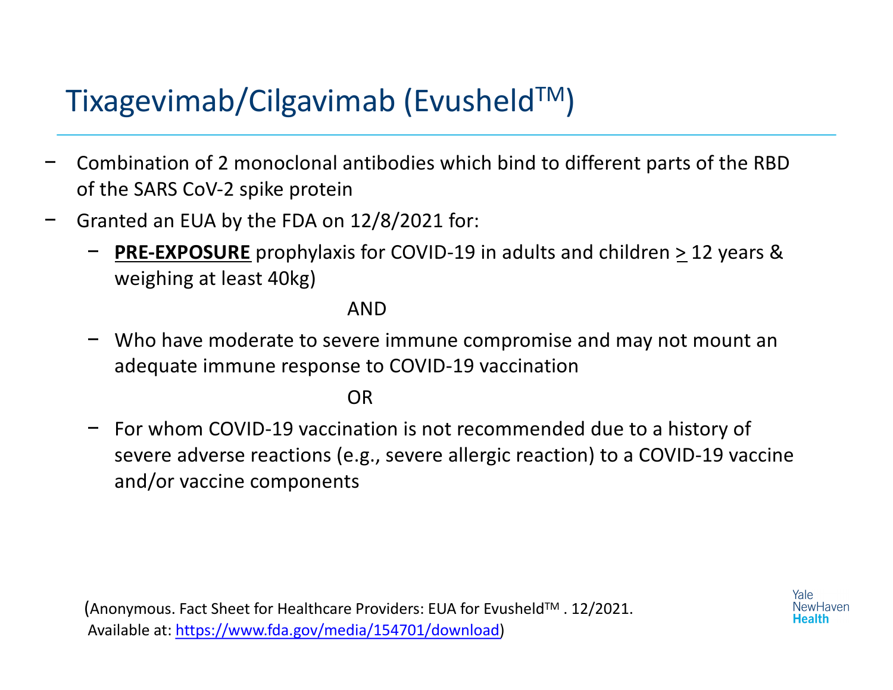# Tixagevimab/Cilgavimab (Evusheld™)

- Combination of 2 monoclonal antibodies which bind to different parts of the RBD of the SARS CoV-2 spike protein
- Granted an EUA by the FDA on 12/8/2021 for:
  - **PRE-EXPOSURE** prophylaxis for COVID-19 in adults and children ≥ 12 years & weighing at least 40kg)

    AND

  - Who have moderate to severe immune compromise and may not mount an adequate immune response to COVID-19 vaccination

    OR

  - For whom COVID-19 vaccination is not recommended due to a history of severe adverse reactions (e.g., severe allergic reaction) to a COVID-19 vaccine and/or vaccine components

(Anonymous. Fact Sheet for Healthcare Providers: EUA for Evusheld™ . 12/2021. Available at: https://www.fda.gov/media/154701/download)

Yale NewHaven Health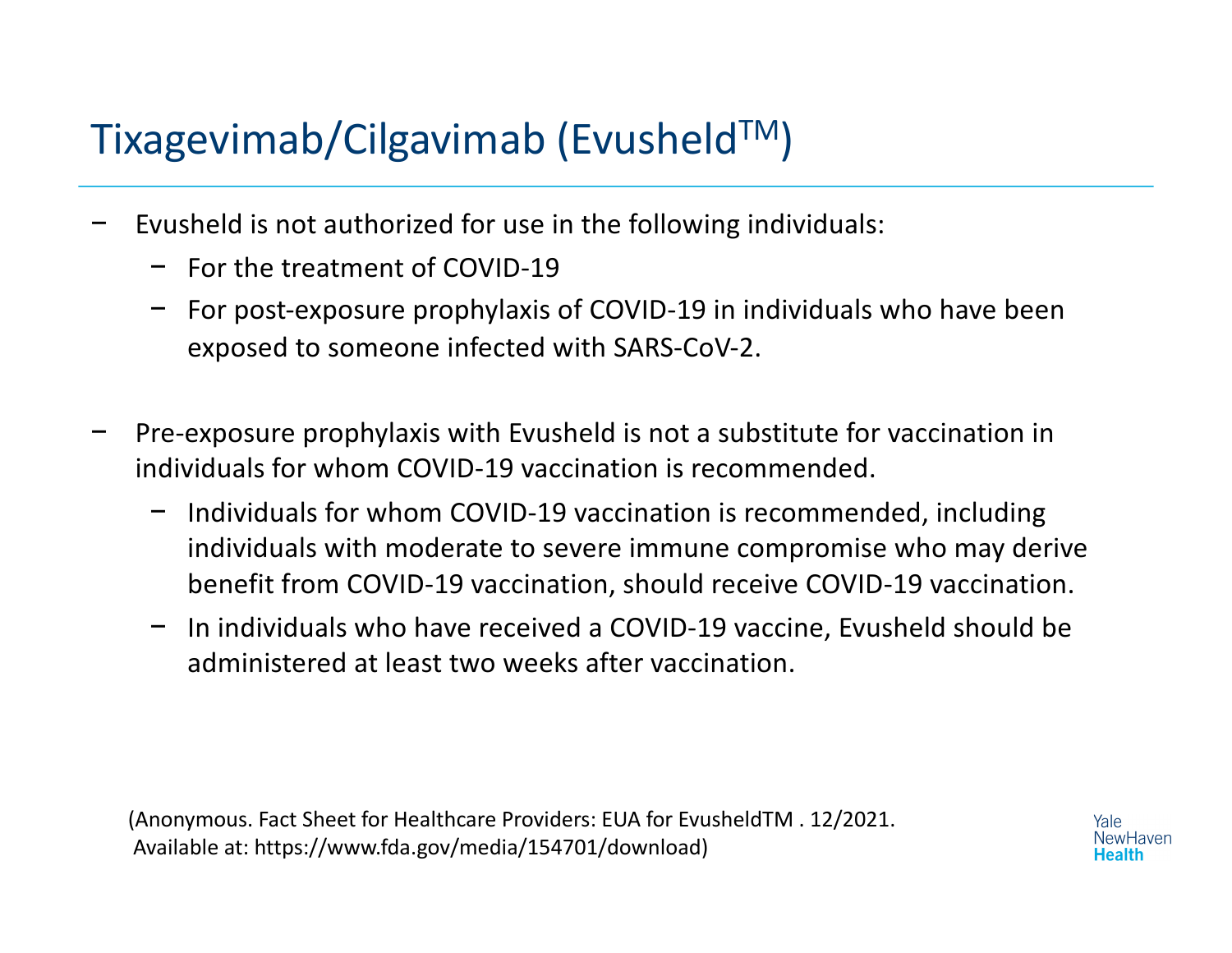# Tixagevimab/Cilgavimab (Evusheld™)

- Evusheld is not authorized for use in the following individuals:
  - For the treatment of COVID-19
  - For post-exposure prophylaxis of COVID-19 in individuals who have been exposed to someone infected with SARS-CoV-2.

- Pre-exposure prophylaxis with Evusheld is not a substitute for vaccination in individuals for whom COVID-19 vaccination is recommended.
  - Individuals for whom COVID-19 vaccination is recommended, including individuals with moderate to severe immune compromise who may derive benefit from COVID-19 vaccination, should receive COVID-19 vaccination.
  - In individuals who have received a COVID-19 vaccine, Evusheld should be administered at least two weeks after vaccination.

(Anonymous. Fact Sheet for Healthcare Providers: EUA for EvusheldTM . 12/2021. Available at: https://www.fda.gov/media/154701/download)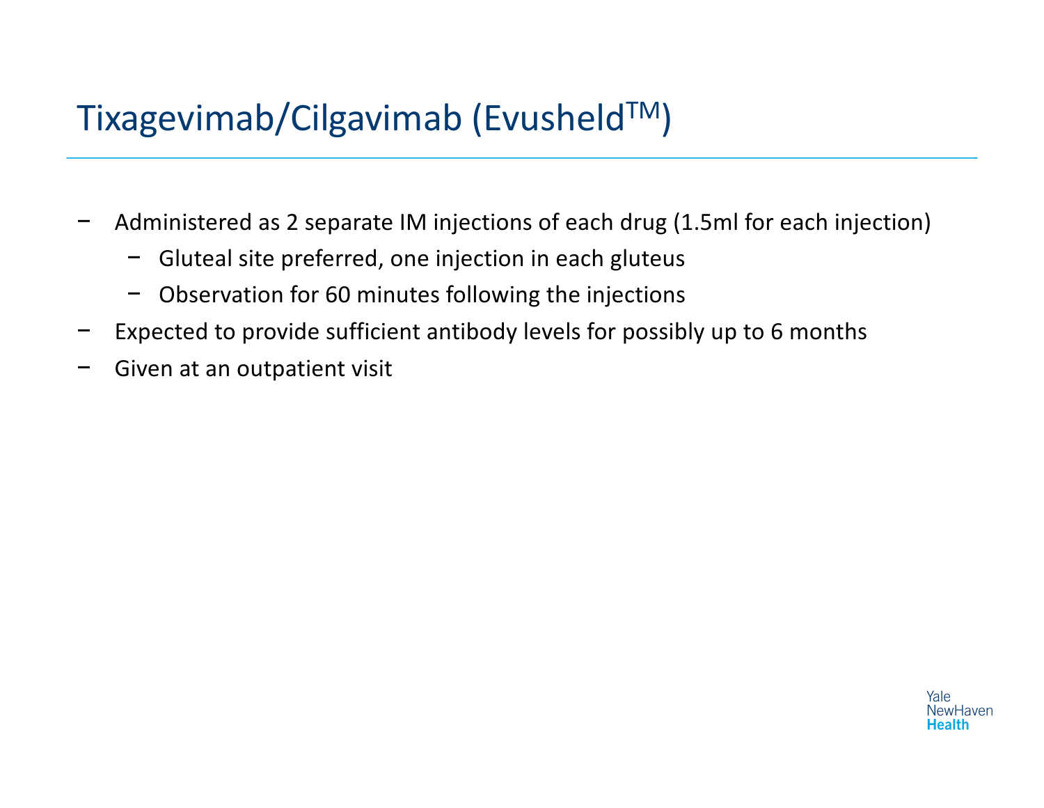# Tixagevimab/Cilgavimab (Evusheld™)

- Administered as 2 separate IM injections of each drug (1.5ml for each injection)
  - Gluteal site preferred, one injection in each gluteus
  - Observation for 60 minutes following the injections
- Expected to provide sufficient antibody levels for possibly up to 6 months
- Given at an outpatient visit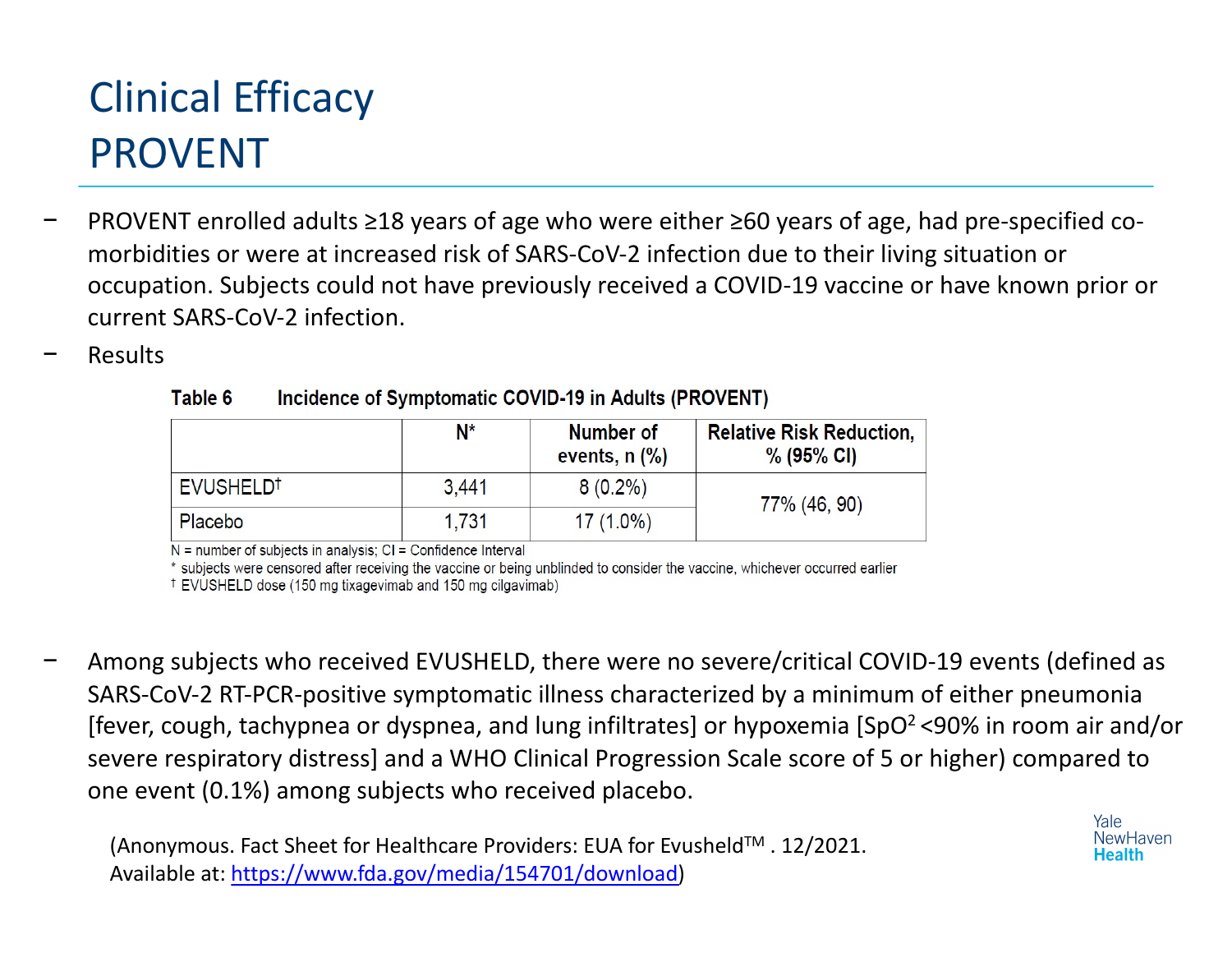# Clinical Efficacy
# PROVENT

- PROVENT enrolled adults ≥18 years of age who were either ≥60 years of age, had pre-specified co-morbidities or were at increased risk of SARS-CoV-2 infection due to their living situation or occupation. Subjects could not have previously received a COVID-19 vaccine or have known prior or current SARS-CoV-2 infection.
- Results

**Table 6 Incidence of Symptomatic COVID-19 in Adults (PROVENT)**

| | N* | Number of events, n (%) | Relative Risk Reduction, % (95% CI) |
|---|---|---|---|
| EVUSHELD† | 3,441 | 8 (0.2%) | 77% (46, 90) |
| Placebo | 1,731 | 17 (1.0%) | |

N = number of subjects in analysis; CI = Confidence Interval
* subjects were censored after receiving the vaccine or being unblinded to consider the vaccine, whichever occurred earlier
† EVUSHELD dose (150 mg tixagevimab and 150 mg cilgavimab)

- Among subjects who received EVUSHELD, there were no severe/critical COVID-19 events (defined as SARS-CoV-2 RT-PCR-positive symptomatic illness characterized by a minimum of either pneumonia [fever, cough, tachypnea or dyspnea, and lung infiltrates] or hypoxemia [$SpO^2$ <90% in room air and/or severe respiratory distress] and a WHO Clinical Progression Scale score of 5 or higher) compared to one event (0.1%) among subjects who received placebo.

(Anonymous. Fact Sheet for Healthcare Providers: EUA for Evusheld™ . 12/2021. Available at: https://www.fda.gov/media/154701/download)

Yale NewHaven Health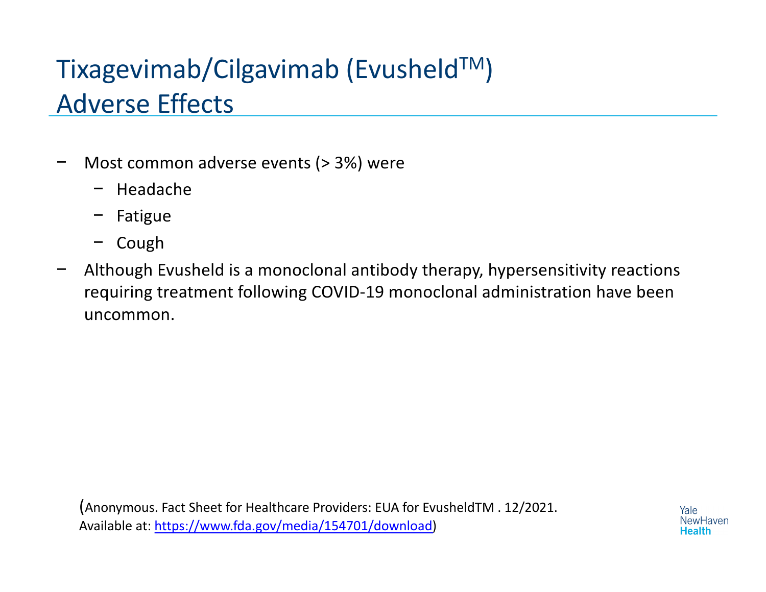# Tixagevimab/Cilgavimab (Evusheld$^{TM}$) Adverse Effects

- Most common adverse events (> 3%) were
  - Headache
  - Fatigue
  - Cough
- Although Evusheld is a monoclonal antibody therapy, hypersensitivity reactions requiring treatment following COVID-19 monoclonal administration have been uncommon.

(Anonymous. Fact Sheet for Healthcare Providers: EUA for EvusheldTM . 12/2021. Available at: https://www.fda.gov/media/154701/download)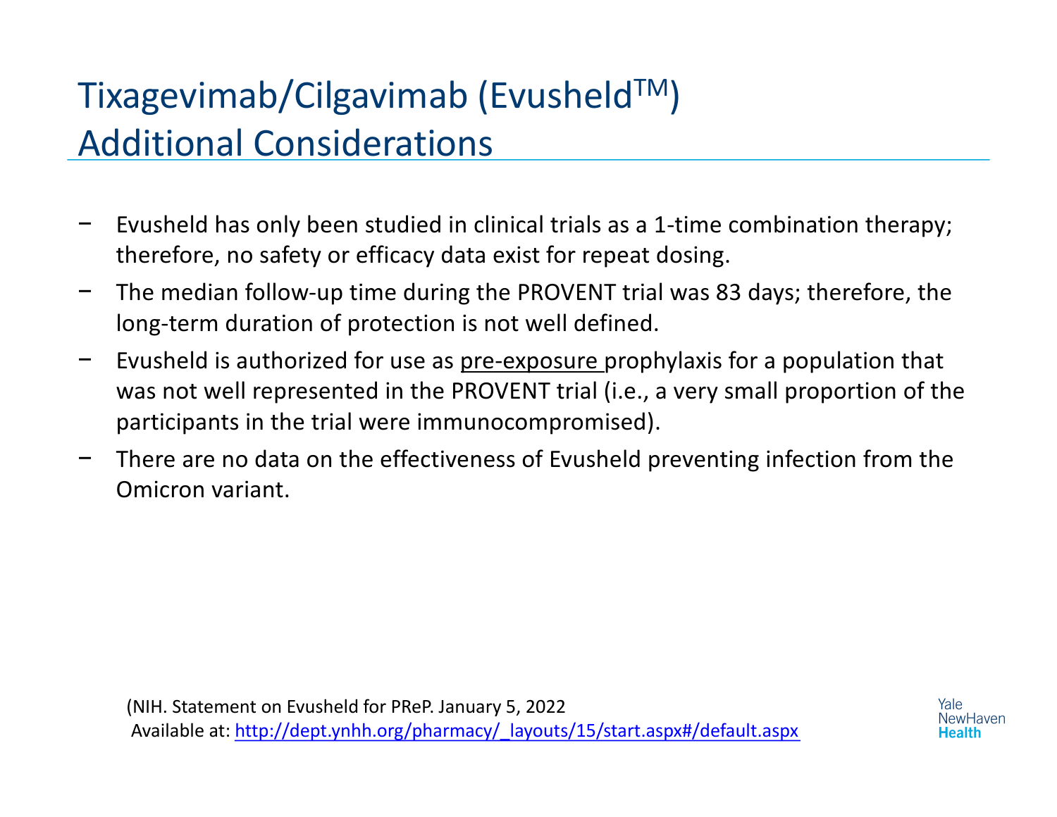# Tixagevimab/Cilgavimab (Evusheld$^{TM}$) Additional Considerations

- Evusheld has only been studied in clinical trials as a 1-time combination therapy; therefore, no safety or efficacy data exist for repeat dosing.
- The median follow-up time during the PROVENT trial was 83 days; therefore, the long-term duration of protection is not well defined.
- Evusheld is authorized for use as <u>pre-exposure</u> prophylaxis for a population that was not well represented in the PROVENT trial (i.e., a very small proportion of the participants in the trial were immunocompromised).
- There are no data on the effectiveness of Evusheld preventing infection from the Omicron variant.

(NIH. Statement on Evusheld for PReP. January 5, 2022
Available at: [http://dept.ynhh.org/pharmacy/_layouts/15/start.aspx#/default.aspx](http://dept.ynhh.org/pharmacy/_layouts/15/start.aspx#/default.aspx)

Yale NewHaven Health